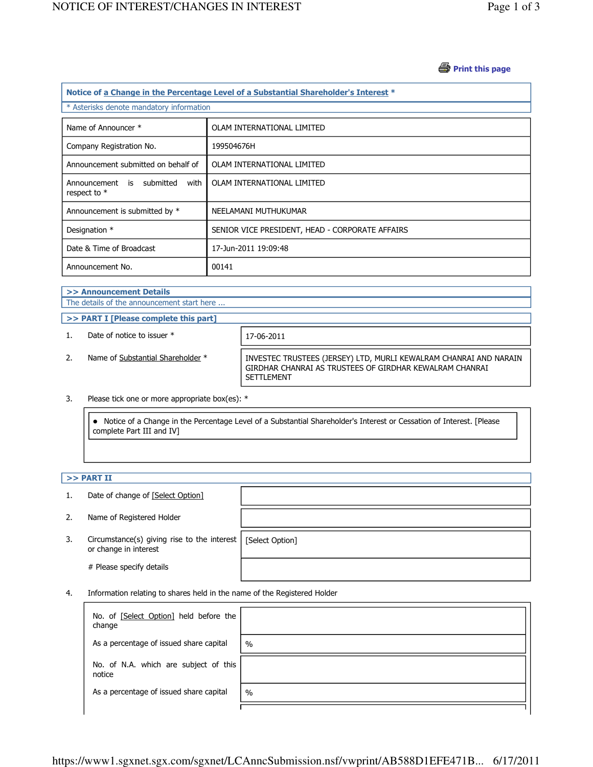Print this page

## Notice of a Change in the Percentage Level of a Substantial Shareholder's Interest *

* Asterisks denote mandatory information

| | |
|---|---|
| Name of Announcer * | OLAM INTERNATIONAL LIMITED |
| Company Registration No. | 199504676H |
| Announcement submitted on behalf of | OLAM INTERNATIONAL LIMITED |
| Announcement is submitted with respect to * | OLAM INTERNATIONAL LIMITED |
| Announcement is submitted by * | NEELAMANI MUTHUKUMAR |
| Designation * | SENIOR VICE PRESIDENT, HEAD - CORPORATE AFFAIRS |
| Date & Time of Broadcast | 17-Jun-2011 19:09:48 |
| Announcement No. | 00141 |

### >> Announcement Details

The details of the announcement start here ...

### >> PART I [Please complete this part]

1. Date of notice to issuer *: 17-06-2011

2. Name of Substantial Shareholder *: INVESTEC TRUSTEES (JERSEY) LTD, MURLI KEWALRAM CHANRAI AND NARAIN GIRDHAR CHANRAI AS TRUSTEES OF GIRDHAR KEWALRAM CHANRAI SETTLEMENT

3. Please tick one or more appropriate box(es): *

   - Notice of a Change in the Percentage Level of a Substantial Shareholder's Interest or Cessation of Interest. [Please complete Part III and IV]

### >> PART II

1. Date of change of [Select Option]:

2. Name of Registered Holder:

3. Circumstance(s) giving rise to the interest or change in interest: [Select Option]

   # Please specify details:

4. Information relating to shares held in the name of the Registered Holder

| | |
|---|---|
| No. of [Select Option] held before the change | |
| As a percentage of issued share capital | % |
| No. of N.A. which are subject of this notice | |
| As a percentage of issued share capital | % |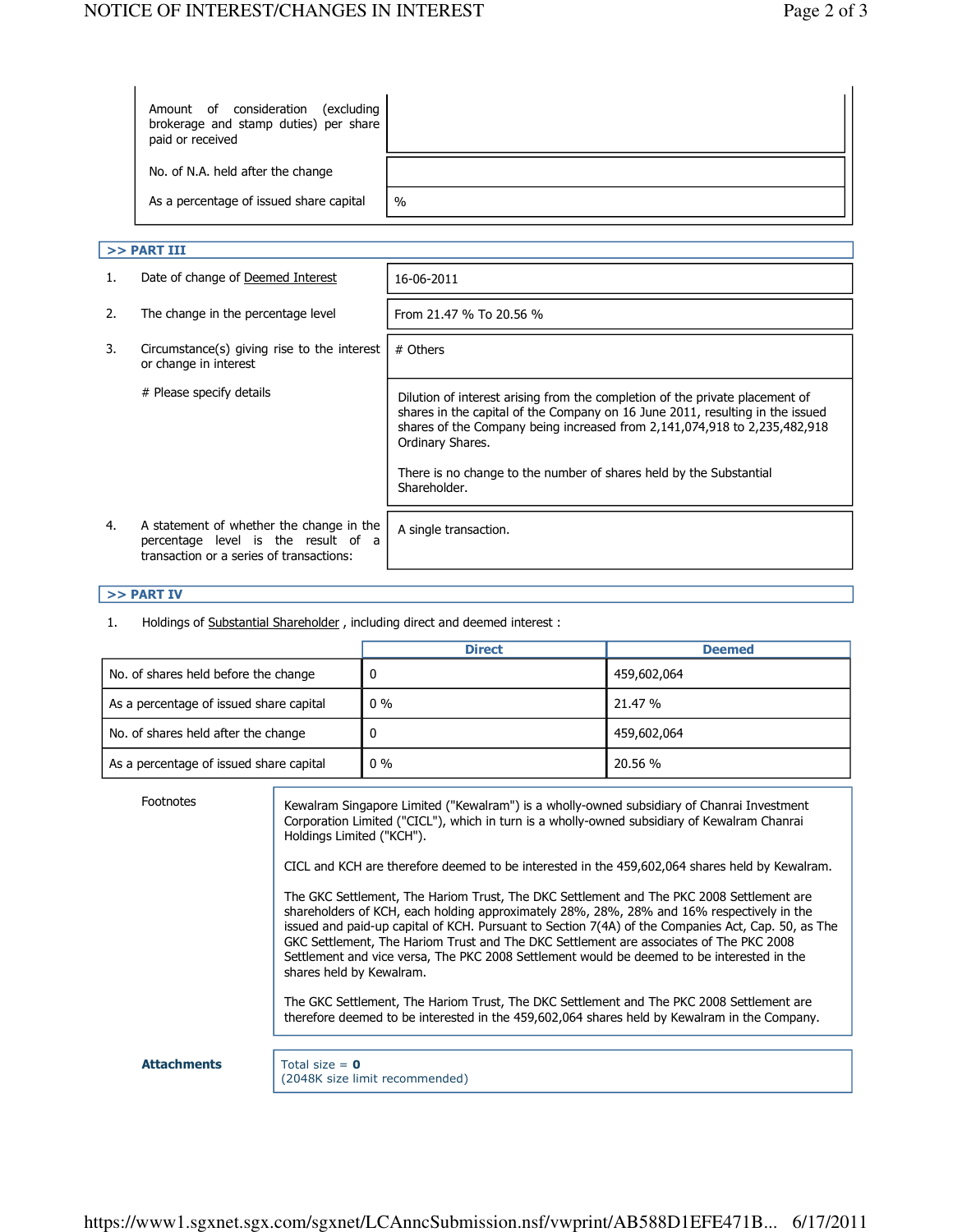| | |
|---|---|
| Amount of consideration (excluding brokerage and stamp duties) per share paid or received | |
| No. of N.A. held after the change | |
| As a percentage of issued share capital | % |

## >> PART III

| | | |
|---|---|---|
| 1. | Date of change of Deemed Interest | 16-06-2011 |
| 2. | The change in the percentage level | From 21.47 % To 20.56 % |
| 3. | Circumstance(s) giving rise to the interest or change in interest | # Others |
| | # Please specify details | Dilution of interest arising from the completion of the private placement of shares in the capital of the Company on 16 June 2011, resulting in the issued shares of the Company being increased from 2,141,074,918 to 2,235,482,918 Ordinary Shares.<br><br>There is no change to the number of shares held by the Substantial Shareholder. |
| 4. | A statement of whether the change in the percentage level is the result of a transaction or a series of transactions: | A single transaction. |

## >> PART IV

1. Holdings of Substantial Shareholder , including direct and deemed interest :

| | Direct | Deemed |
|---|---|---|
| No. of shares held before the change | 0 | 459,602,064 |
| As a percentage of issued share capital | 0 % | 21.47 % |
| No. of shares held after the change | 0 | 459,602,064 |
| As a percentage of issued share capital | 0 % | 20.56 % |

**Footnotes**

Kewalram Singapore Limited ("Kewalram") is a wholly-owned subsidiary of Chanrai Investment Corporation Limited ("CICL"), which in turn is a wholly-owned subsidiary of Kewalram Chanrai Holdings Limited ("KCH").

CICL and KCH are therefore deemed to be interested in the 459,602,064 shares held by Kewalram.

The GKC Settlement, The Hariom Trust, The DKC Settlement and The PKC 2008 Settlement are shareholders of KCH, each holding approximately 28%, 28%, 28% and 16% respectively in the issued and paid-up capital of KCH. Pursuant to Section 7(4A) of the Companies Act, Cap. 50, as The GKC Settlement, The Hariom Trust and The DKC Settlement are associates of The PKC 2008 Settlement and vice versa, The PKC 2008 Settlement would be deemed to be interested in the shares held by Kewalram.

The GKC Settlement, The Hariom Trust, The DKC Settlement and The PKC 2008 Settlement are therefore deemed to be interested in the 459,602,064 shares held by Kewalram in the Company.

**Attachments**

Total size = **0**
(2048K size limit recommended)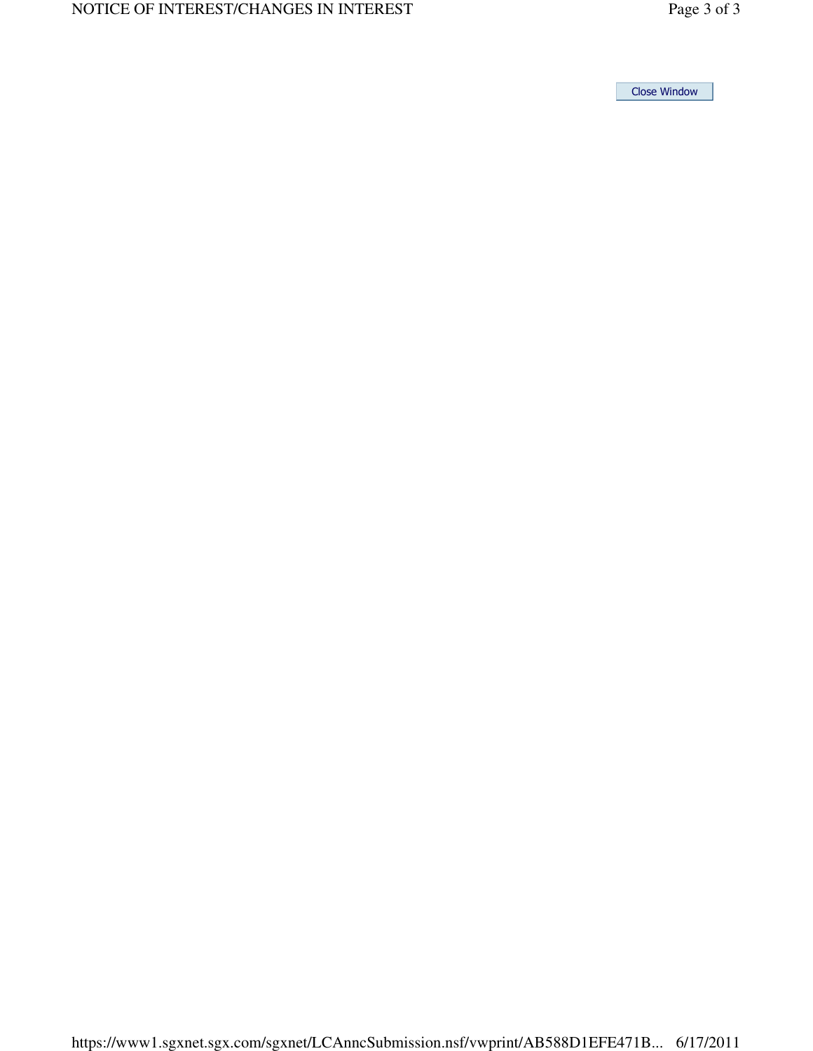Close Window